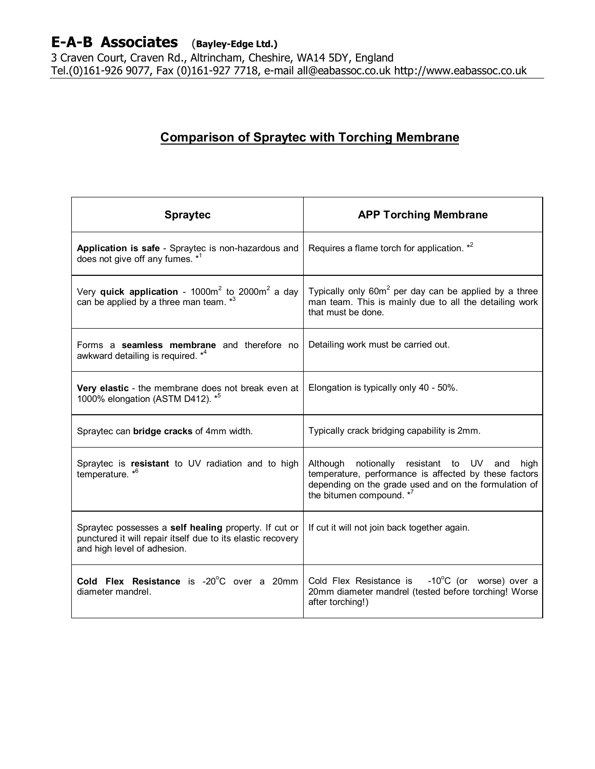# E-A-B Associates (Bayley-Edge Ltd.)

3 Craven Court, Craven Rd., Altrincham, Cheshire, WA14 5DY, England
Tel.(0)161-926 9077, Fax (0)161-927 7718, e-mail all@eabassoc.co.uk http://www.eabassoc.co.uk

## Comparison of Spraytec with Torching Membrane

| Spraytec | APP Torching Membrane |
|---|---|
| **Application is safe** - Spraytec is non-hazardous and does not give off any fumes. *[1] | Requires a flame torch for application. *[2] |
| Very **quick application** - 1000m$^2$ to 2000m$^2$ a day can be applied by a three man team. *[3] | Typically only 60m$^2$ per day can be applied by a three man team. This is mainly due to all the detailing work that must be done. |
| Forms a **seamless membrane** and therefore no awkward detailing is required. *[4] | Detailing work must be carried out. |
| **Very elastic** - the membrane does not break even at 1000% elongation (ASTM D412). *[5] | Elongation is typically only 40 - 50%. |
| Spraytec can **bridge cracks** of 4mm width. | Typically crack bridging capability is 2mm. |
| Spraytec is **resistant** to UV radiation and to high temperature. *[6] | Although notionally resistant to UV and high temperature, performance is affected by these factors depending on the grade used and on the formulation of the bitumen compound. *[7] |
| Spraytec possesses a **self healing** property. If cut or punctured it will repair itself due to its elastic recovery and high level of adhesion. | If cut it will not join back together again. |
| **Cold Flex Resistance** is -20$^o$C over a 20mm diameter mandrel. | Cold Flex Resistance is -10$^o$C (or worse) over a 20mm diameter mandrel (tested before torching! Worse after torching!) |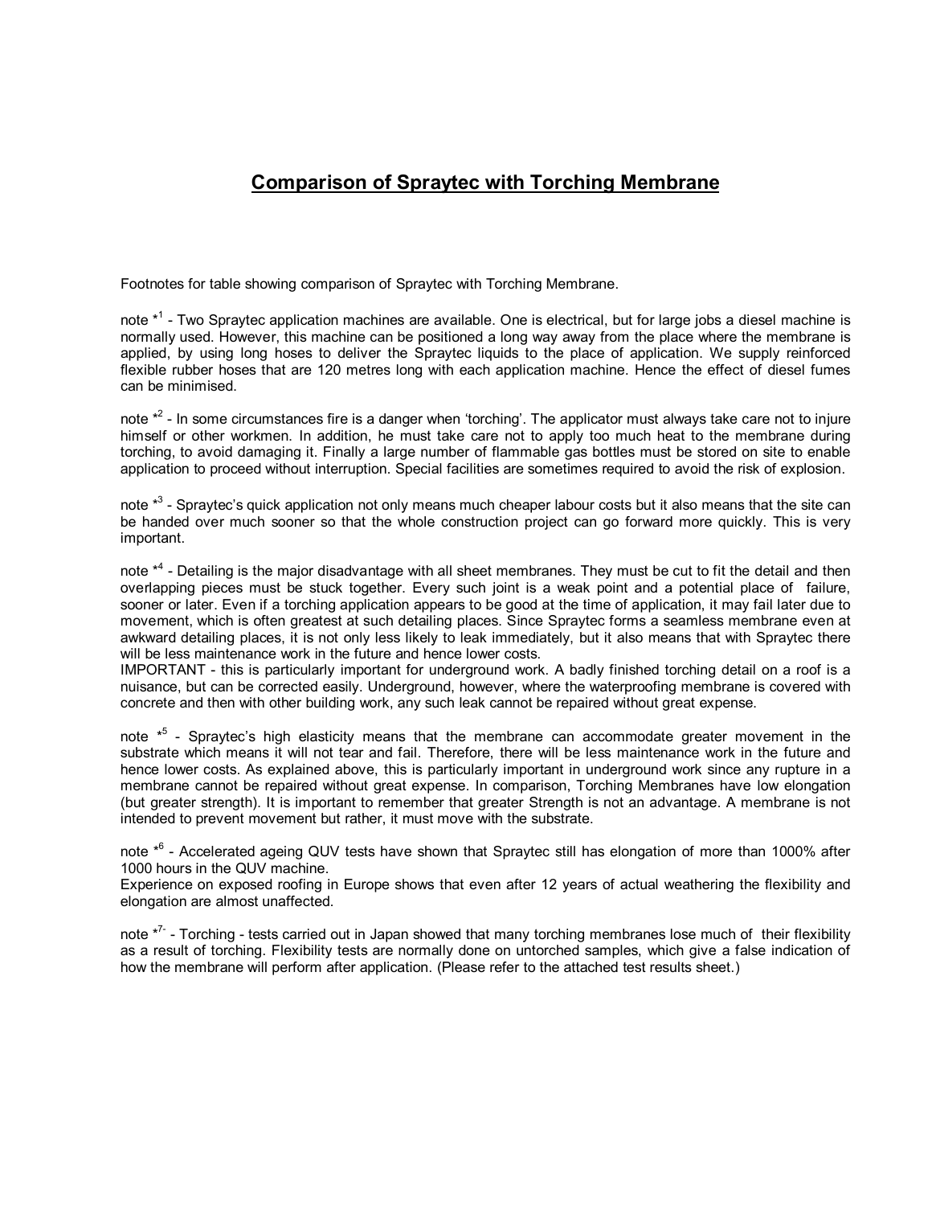# Comparison of Spraytec with Torching Membrane

Footnotes for table showing comparison of Spraytec with Torching Membrane.

note *[1] - Two Spraytec application machines are available. One is electrical, but for large jobs a diesel machine is normally used. However, this machine can be positioned a long way away from the place where the membrane is applied, by using long hoses to deliver the Spraytec liquids to the place of application. We supply reinforced flexible rubber hoses that are 120 metres long with each application machine. Hence the effect of diesel fumes can be minimised.

note *[2] - In some circumstances fire is a danger when 'torching'. The applicator must always take care not to injure himself or other workmen. In addition, he must take care not to apply too much heat to the membrane during torching, to avoid damaging it. Finally a large number of flammable gas bottles must be stored on site to enable application to proceed without interruption. Special facilities are sometimes required to avoid the risk of explosion.

note *[3] - Spraytec's quick application not only means much cheaper labour costs but it also means that the site can be handed over much sooner so that the whole construction project can go forward more quickly. This is very important.

note *[4] - Detailing is the major disadvantage with all sheet membranes. They must be cut to fit the detail and then overlapping pieces must be stuck together. Every such joint is a weak point and a potential place of failure, sooner or later. Even if a torching application appears to be good at the time of application, it may fail later due to movement, which is often greatest at such detailing places. Since Spraytec forms a seamless membrane even at awkward detailing places, it is not only less likely to leak immediately, but it also means that with Spraytec there will be less maintenance work in the future and hence lower costs.
IMPORTANT - this is particularly important for underground work. A badly finished torching detail on a roof is a nuisance, but can be corrected easily. Underground, however, where the waterproofing membrane is covered with concrete and then with other building work, any such leak cannot be repaired without great expense.

note *[5] - Spraytec's high elasticity means that the membrane can accommodate greater movement in the substrate which means it will not tear and fail. Therefore, there will be less maintenance work in the future and hence lower costs. As explained above, this is particularly important in underground work since any rupture in a membrane cannot be repaired without great expense. In comparison, Torching Membranes have low elongation (but greater strength). It is important to remember that greater Strength is not an advantage. A membrane is not intended to prevent movement but rather, it must move with the substrate.

note *[6] - Accelerated ageing QUV tests have shown that Spraytec still has elongation of more than 1000% after 1000 hours in the QUV machine.
Experience on exposed roofing in Europe shows that even after 12 years of actual weathering the flexibility and elongation are almost unaffected.

note *[7-] - Torching - tests carried out in Japan showed that many torching membranes lose much of their flexibility as a result of torching. Flexibility tests are normally done on untorched samples, which give a false indication of how the membrane will perform after application. (Please refer to the attached test results sheet.)